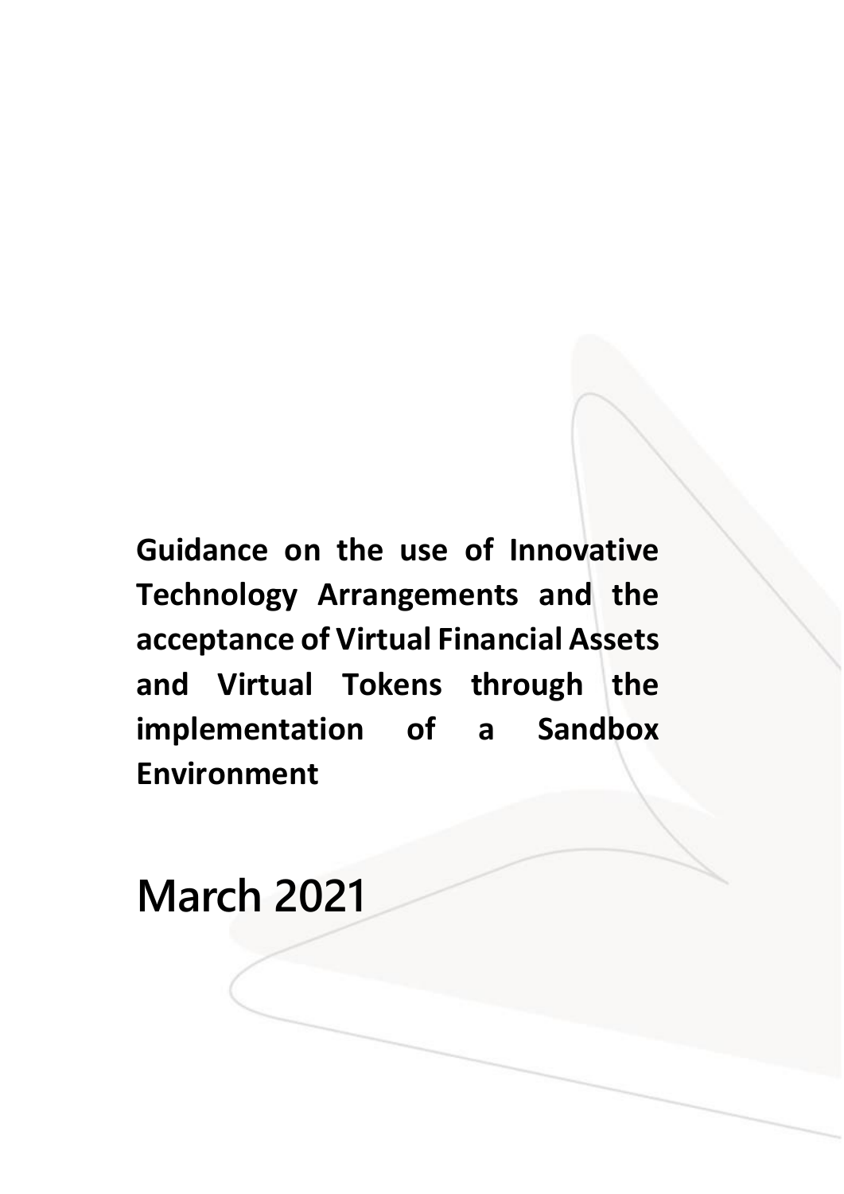# Guidance on the use of Innovative Technology Arrangements and the acceptance of Virtual Financial Assets and Virtual Tokens through the implementation of a Sandbox Environment

## March 2021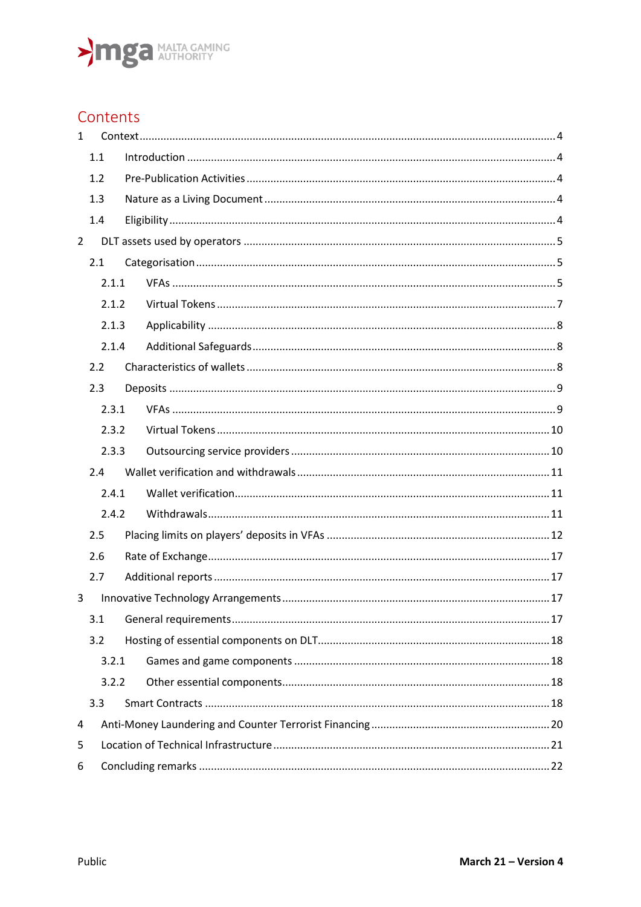# Contents

1 Context ..... 4

1.1 Introduction ..... 4

1.2 Pre-Publication Activities ..... 4

1.3 Nature as a Living Document ..... 4

1.4 Eligibility ..... 4

2 DLT assets used by operators ..... 5

2.1 Categorisation ..... 5

2.1.1 VFAs ..... 5

2.1.2 Virtual Tokens ..... 7

2.1.3 Applicability ..... 8

2.1.4 Additional Safeguards ..... 8

2.2 Characteristics of wallets ..... 8

2.3 Deposits ..... 9

2.3.1 VFAs ..... 9

2.3.2 Virtual Tokens ..... 10

2.3.3 Outsourcing service providers ..... 10

2.4 Wallet verification and withdrawals ..... 11

2.4.1 Wallet verification ..... 11

2.4.2 Withdrawals ..... 11

2.5 Placing limits on players' deposits in VFAs ..... 12

2.6 Rate of Exchange ..... 17

2.7 Additional reports ..... 17

3 Innovative Technology Arrangements ..... 17

3.1 General requirements ..... 17

3.2 Hosting of essential components on DLT ..... 18

3.2.1 Games and game components ..... 18

3.2.2 Other essential components ..... 18

3.3 Smart Contracts ..... 18

4 Anti-Money Laundering and Counter Terrorist Financing ..... 20

5 Location of Technical Infrastructure ..... 21

6 Concluding remarks ..... 22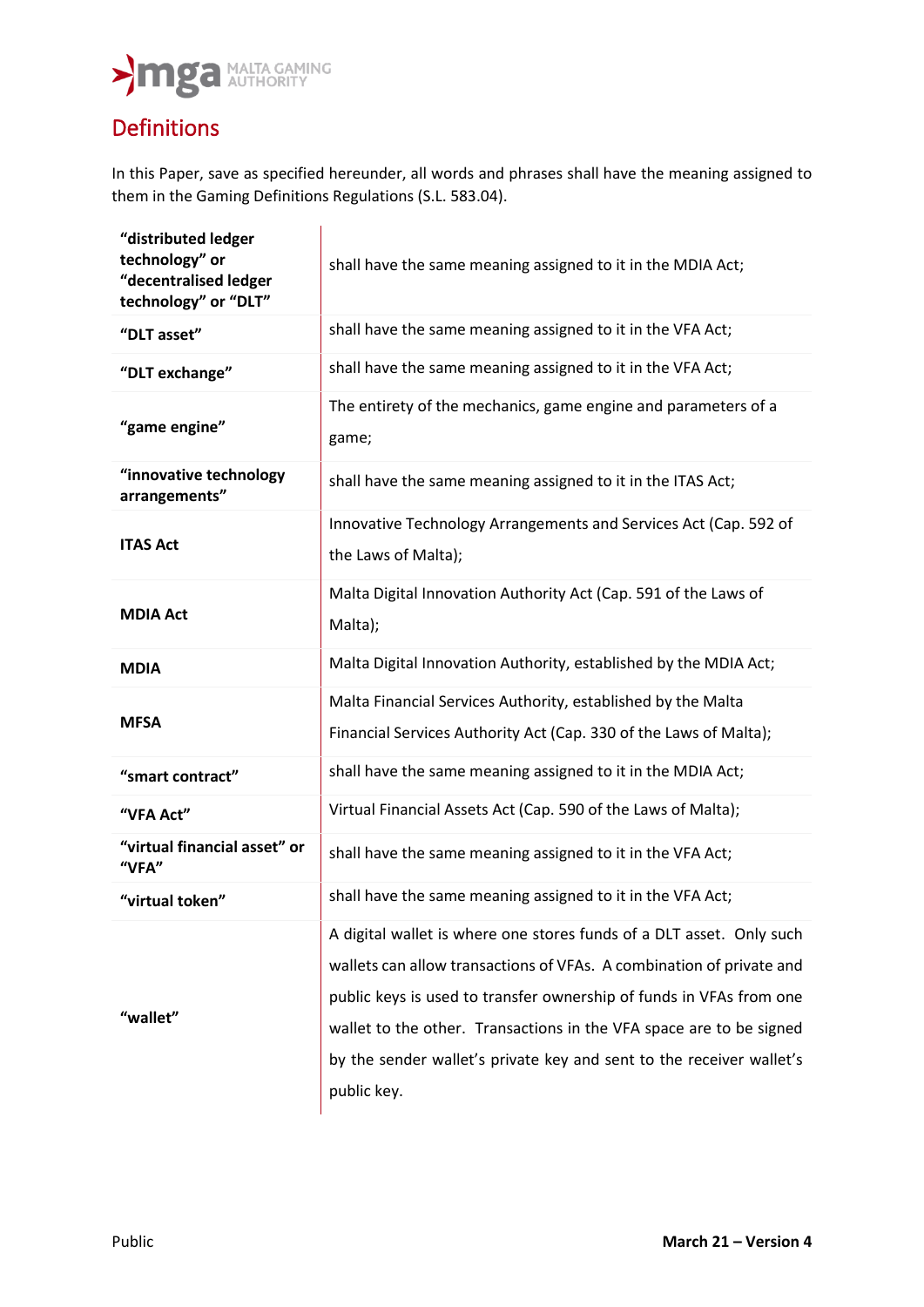## Definitions

In this Paper, save as specified hereunder, all words and phrases shall have the meaning assigned to them in the Gaming Definitions Regulations (S.L. 583.04).

| Term | Definition |
|---|---|
| **"distributed ledger technology" or "decentralised ledger technology" or "DLT"** | shall have the same meaning assigned to it in the MDIA Act; |
| **"DLT asset"** | shall have the same meaning assigned to it in the VFA Act; |
| **"DLT exchange"** | shall have the same meaning assigned to it in the VFA Act; |
| **"game engine"** | The entirety of the mechanics, game engine and parameters of a game; |
| **"innovative technology arrangements"** | shall have the same meaning assigned to it in the ITAS Act; |
| **ITAS Act** | Innovative Technology Arrangements and Services Act (Cap. 592 of the Laws of Malta); |
| **MDIA Act** | Malta Digital Innovation Authority Act (Cap. 591 of the Laws of Malta); |
| **MDIA** | Malta Digital Innovation Authority, established by the MDIA Act; |
| **MFSA** | Malta Financial Services Authority, established by the Malta Financial Services Authority Act (Cap. 330 of the Laws of Malta); |
| **"smart contract"** | shall have the same meaning assigned to it in the MDIA Act; |
| **"VFA Act"** | Virtual Financial Assets Act (Cap. 590 of the Laws of Malta); |
| **"virtual financial asset" or "VFA"** | shall have the same meaning assigned to it in the VFA Act; |
| **"virtual token"** | shall have the same meaning assigned to it in the VFA Act; |
| **"wallet"** | A digital wallet is where one stores funds of a DLT asset. Only such wallets can allow transactions of VFAs. A combination of private and public keys is used to transfer ownership of funds in VFAs from one wallet to the other. Transactions in the VFA space are to be signed by the sender wallet's private key and sent to the receiver wallet's public key. |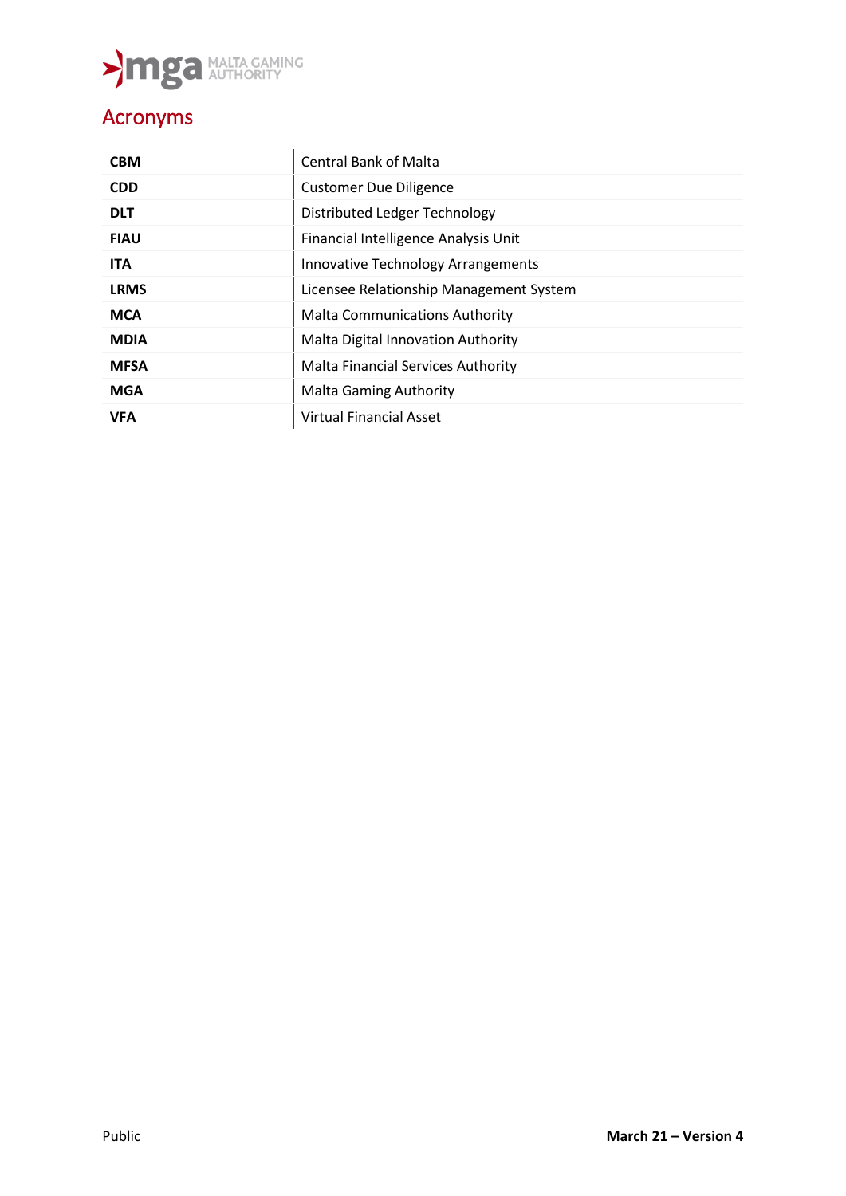# Acronyms

| | |
|---|---|
| **CBM** | Central Bank of Malta |
| **CDD** | Customer Due Diligence |
| **DLT** | Distributed Ledger Technology |
| **FIAU** | Financial Intelligence Analysis Unit |
| **ITA** | Innovative Technology Arrangements |
| **LRMS** | Licensee Relationship Management System |
| **MCA** | Malta Communications Authority |
| **MDIA** | Malta Digital Innovation Authority |
| **MFSA** | Malta Financial Services Authority |
| **MGA** | Malta Gaming Authority |
| **VFA** | Virtual Financial Asset |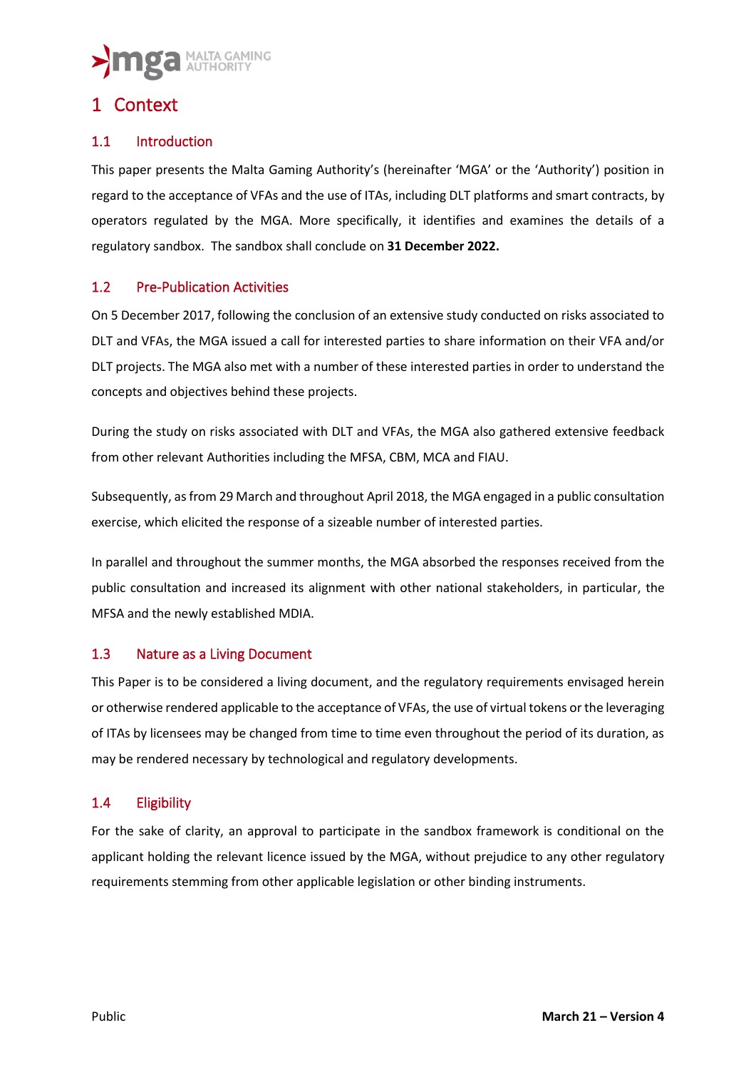# 1 Context

## 1.1 Introduction

This paper presents the Malta Gaming Authority's (hereinafter 'MGA' or the 'Authority') position in regard to the acceptance of VFAs and the use of ITAs, including DLT platforms and smart contracts, by operators regulated by the MGA. More specifically, it identifies and examines the details of a regulatory sandbox. The sandbox shall conclude on **31 December 2022.**

## 1.2 Pre-Publication Activities

On 5 December 2017, following the conclusion of an extensive study conducted on risks associated to DLT and VFAs, the MGA issued a call for interested parties to share information on their VFA and/or DLT projects. The MGA also met with a number of these interested parties in order to understand the concepts and objectives behind these projects.

During the study on risks associated with DLT and VFAs, the MGA also gathered extensive feedback from other relevant Authorities including the MFSA, CBM, MCA and FIAU.

Subsequently, as from 29 March and throughout April 2018, the MGA engaged in a public consultation exercise, which elicited the response of a sizeable number of interested parties.

In parallel and throughout the summer months, the MGA absorbed the responses received from the public consultation and increased its alignment with other national stakeholders, in particular, the MFSA and the newly established MDIA.

## 1.3 Nature as a Living Document

This Paper is to be considered a living document, and the regulatory requirements envisaged herein or otherwise rendered applicable to the acceptance of VFAs, the use of virtual tokens or the leveraging of ITAs by licensees may be changed from time to time even throughout the period of its duration, as may be rendered necessary by technological and regulatory developments.

## 1.4 Eligibility

For the sake of clarity, an approval to participate in the sandbox framework is conditional on the applicant holding the relevant licence issued by the MGA, without prejudice to any other regulatory requirements stemming from other applicable legislation or other binding instruments.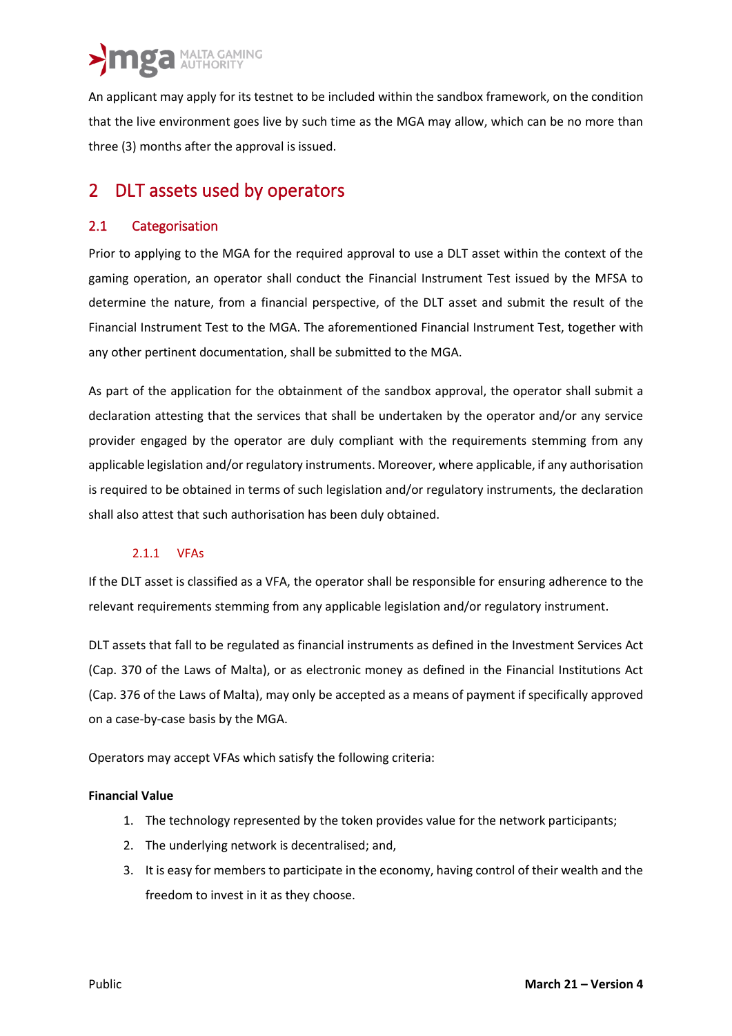An applicant may apply for its testnet to be included within the sandbox framework, on the condition that the live environment goes live by such time as the MGA may allow, which can be no more than three (3) months after the approval is issued.

# 2 DLT assets used by operators

## 2.1 Categorisation

Prior to applying to the MGA for the required approval to use a DLT asset within the context of the gaming operation, an operator shall conduct the Financial Instrument Test issued by the MFSA to determine the nature, from a financial perspective, of the DLT asset and submit the result of the Financial Instrument Test to the MGA. The aforementioned Financial Instrument Test, together with any other pertinent documentation, shall be submitted to the MGA.

As part of the application for the obtainment of the sandbox approval, the operator shall submit a declaration attesting that the services that shall be undertaken by the operator and/or any service provider engaged by the operator are duly compliant with the requirements stemming from any applicable legislation and/or regulatory instruments. Moreover, where applicable, if any authorisation is required to be obtained in terms of such legislation and/or regulatory instruments, the declaration shall also attest that such authorisation has been duly obtained.

### 2.1.1 VFAs

If the DLT asset is classified as a VFA, the operator shall be responsible for ensuring adherence to the relevant requirements stemming from any applicable legislation and/or regulatory instrument.

DLT assets that fall to be regulated as financial instruments as defined in the Investment Services Act (Cap. 370 of the Laws of Malta), or as electronic money as defined in the Financial Institutions Act (Cap. 376 of the Laws of Malta), may only be accepted as a means of payment if specifically approved on a case-by-case basis by the MGA.

Operators may accept VFAs which satisfy the following criteria:

**Financial Value**

1. The technology represented by the token provides value for the network participants;
2. The underlying network is decentralised; and,
3. It is easy for members to participate in the economy, having control of their wealth and the freedom to invest in it as they choose.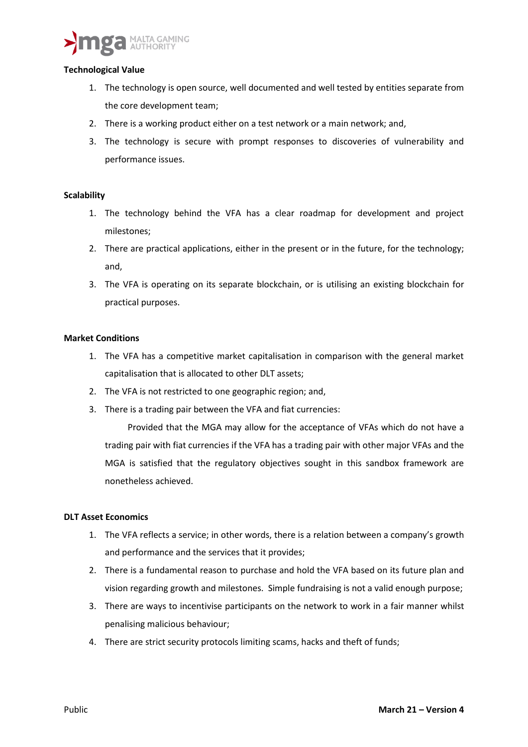**Technological Value**

1. The technology is open source, well documented and well tested by entities separate from the core development team;
2. There is a working product either on a test network or a main network; and,
3. The technology is secure with prompt responses to discoveries of vulnerability and performance issues.

**Scalability**

1. The technology behind the VFA has a clear roadmap for development and project milestones;
2. There are practical applications, either in the present or in the future, for the technology; and,
3. The VFA is operating on its separate blockchain, or is utilising an existing blockchain for practical purposes.

**Market Conditions**

1. The VFA has a competitive market capitalisation in comparison with the general market capitalisation that is allocated to other DLT assets;
2. The VFA is not restricted to one geographic region; and,
3. There is a trading pair between the VFA and fiat currencies:

   Provided that the MGA may allow for the acceptance of VFAs which do not have a trading pair with fiat currencies if the VFA has a trading pair with other major VFAs and the MGA is satisfied that the regulatory objectives sought in this sandbox framework are nonetheless achieved.

**DLT Asset Economics**

1. The VFA reflects a service; in other words, there is a relation between a company's growth and performance and the services that it provides;
2. There is a fundamental reason to purchase and hold the VFA based on its future plan and vision regarding growth and milestones. Simple fundraising is not a valid enough purpose;
3. There are ways to incentivise participants on the network to work in a fair manner whilst penalising malicious behaviour;
4. There are strict security protocols limiting scams, hacks and theft of funds;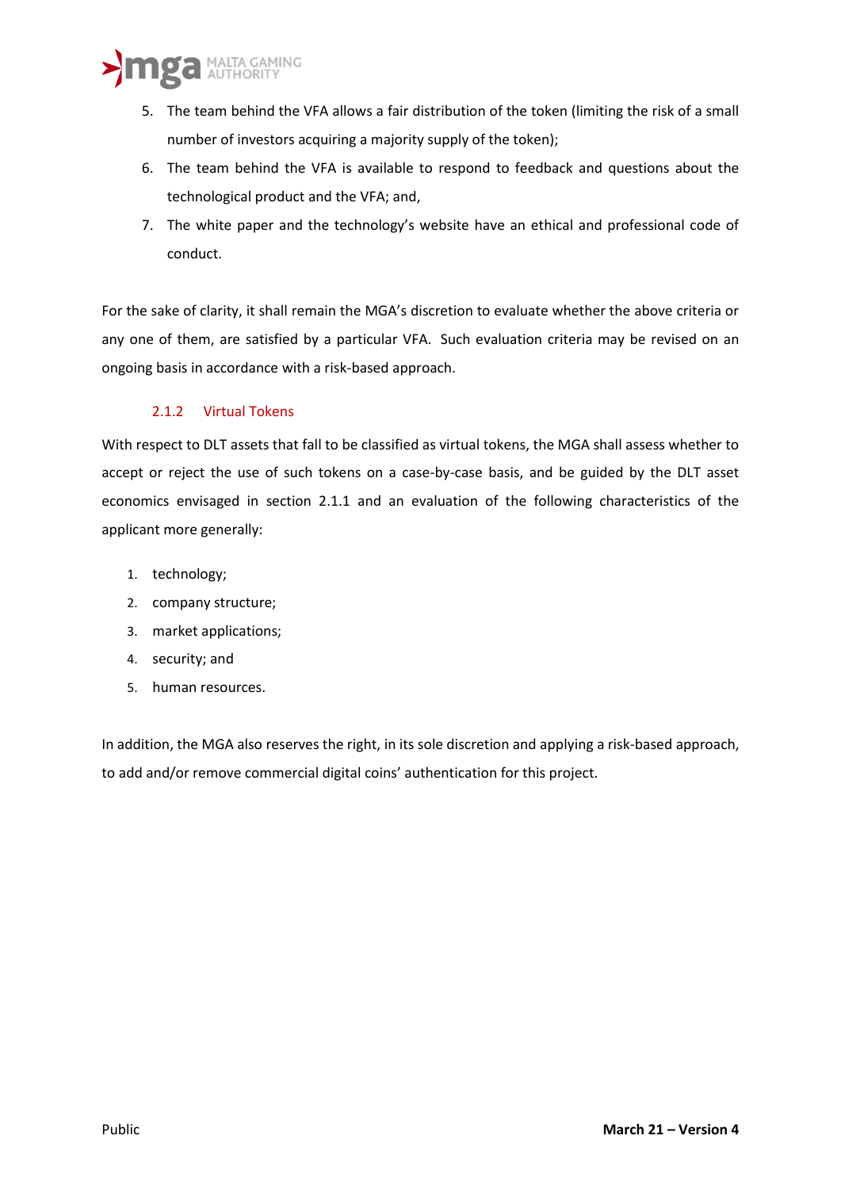5. The team behind the VFA allows a fair distribution of the token (limiting the risk of a small number of investors acquiring a majority supply of the token);
6. The team behind the VFA is available to respond to feedback and questions about the technological product and the VFA; and,
7. The white paper and the technology's website have an ethical and professional code of conduct.

For the sake of clarity, it shall remain the MGA's discretion to evaluate whether the above criteria or any one of them, are satisfied by a particular VFA. Such evaluation criteria may be revised on an ongoing basis in accordance with a risk-based approach.

### 2.1.2 Virtual Tokens

With respect to DLT assets that fall to be classified as virtual tokens, the MGA shall assess whether to accept or reject the use of such tokens on a case-by-case basis, and be guided by the DLT asset economics envisaged in section 2.1.1 and an evaluation of the following characteristics of the applicant more generally:

1. technology;
2. company structure;
3. market applications;
4. security; and
5. human resources.

In addition, the MGA also reserves the right, in its sole discretion and applying a risk-based approach, to add and/or remove commercial digital coins' authentication for this project.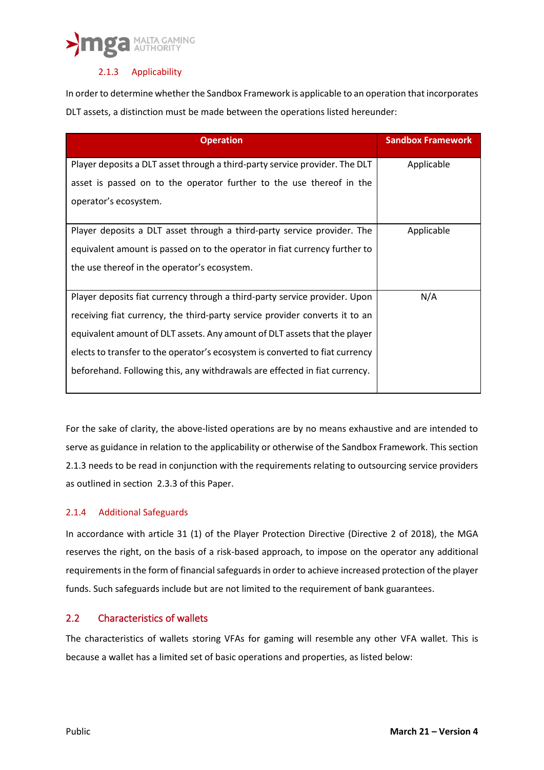#### 2.1.3 Applicability

In order to determine whether the Sandbox Framework is applicable to an operation that incorporates DLT assets, a distinction must be made between the operations listed hereunder:

| Operation | Sandbox Framework |
| --- | --- |
| Player deposits a DLT asset through a third-party service provider. The DLT asset is passed on to the operator further to the use thereof in the operator's ecosystem. | Applicable |
| Player deposits a DLT asset through a third-party service provider. The equivalent amount is passed on to the operator in fiat currency further to the use thereof in the operator's ecosystem. | Applicable |
| Player deposits fiat currency through a third-party service provider. Upon receiving fiat currency, the third-party service provider converts it to an equivalent amount of DLT assets. Any amount of DLT assets that the player elects to transfer to the operator's ecosystem is converted to fiat currency beforehand. Following this, any withdrawals are effected in fiat currency. | N/A |

For the sake of clarity, the above-listed operations are by no means exhaustive and are intended to serve as guidance in relation to the applicability or otherwise of the Sandbox Framework. This section 2.1.3 needs to be read in conjunction with the requirements relating to outsourcing service providers as outlined in section 2.3.3 of this Paper.

#### 2.1.4 Additional Safeguards

In accordance with article 31 (1) of the Player Protection Directive (Directive 2 of 2018), the MGA reserves the right, on the basis of a risk-based approach, to impose on the operator any additional requirements in the form of financial safeguards in order to achieve increased protection of the player funds. Such safeguards include but are not limited to the requirement of bank guarantees.

## 2.2 Characteristics of wallets

The characteristics of wallets storing VFAs for gaming will resemble any other VFA wallet. This is because a wallet has a limited set of basic operations and properties, as listed below: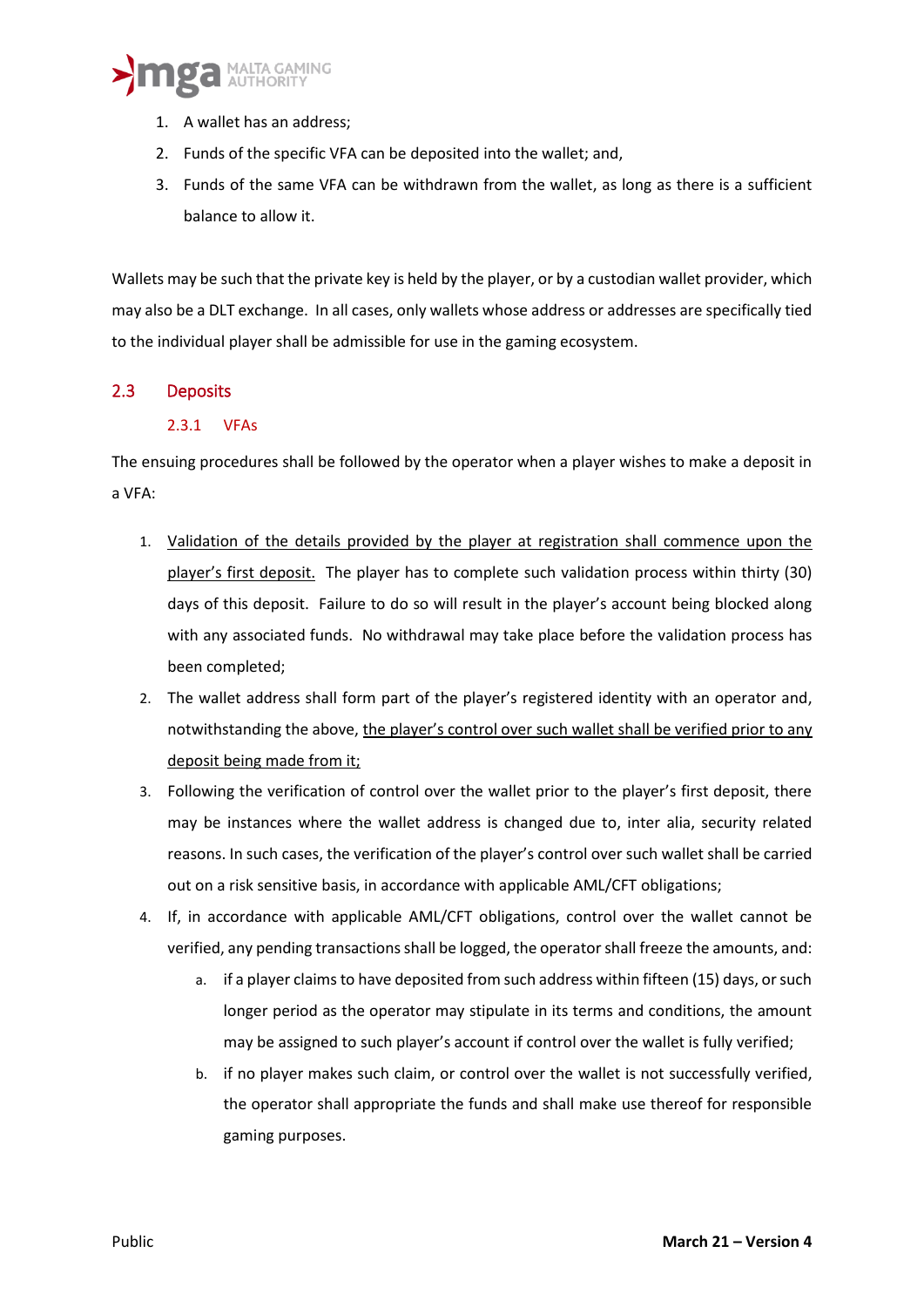1. A wallet has an address;
2. Funds of the specific VFA can be deposited into the wallet; and,
3. Funds of the same VFA can be withdrawn from the wallet, as long as there is a sufficient balance to allow it.

Wallets may be such that the private key is held by the player, or by a custodian wallet provider, which may also be a DLT exchange. In all cases, only wallets whose address or addresses are specifically tied to the individual player shall be admissible for use in the gaming ecosystem.

## 2.3 Deposits

### 2.3.1 VFAs

The ensuing procedures shall be followed by the operator when a player wishes to make a deposit in a VFA:

1. <u>Validation of the details provided by the player at registration shall commence upon the player's first deposit.</u> The player has to complete such validation process within thirty (30) days of this deposit. Failure to do so will result in the player's account being blocked along with any associated funds. No withdrawal may take place before the validation process has been completed;
2. The wallet address shall form part of the player's registered identity with an operator and, notwithstanding the above, <u>the player's control over such wallet shall be verified prior to any deposit being made from it;</u>
3. Following the verification of control over the wallet prior to the player's first deposit, there may be instances where the wallet address is changed due to, inter alia, security related reasons. In such cases, the verification of the player's control over such wallet shall be carried out on a risk sensitive basis, in accordance with applicable AML/CFT obligations;
4. If, in accordance with applicable AML/CFT obligations, control over the wallet cannot be verified, any pending transactions shall be logged, the operator shall freeze the amounts, and:
    a. if a player claims to have deposited from such address within fifteen (15) days, or such longer period as the operator may stipulate in its terms and conditions, the amount may be assigned to such player's account if control over the wallet is fully verified;
    b. if no player makes such claim, or control over the wallet is not successfully verified, the operator shall appropriate the funds and shall make use thereof for responsible gaming purposes.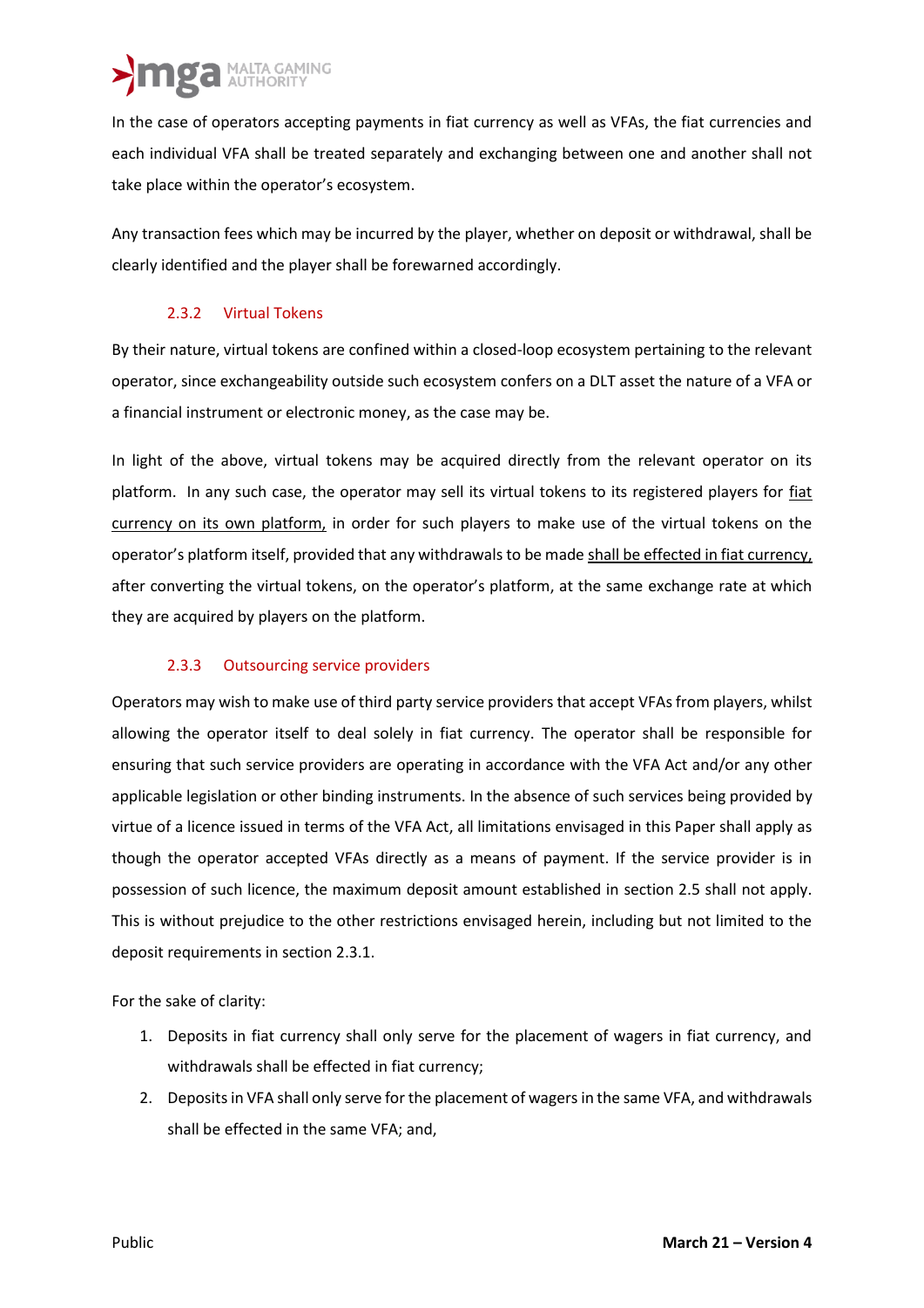In the case of operators accepting payments in fiat currency as well as VFAs, the fiat currencies and each individual VFA shall be treated separately and exchanging between one and another shall not take place within the operator's ecosystem.

Any transaction fees which may be incurred by the player, whether on deposit or withdrawal, shall be clearly identified and the player shall be forewarned accordingly.

### 2.3.2 Virtual Tokens

By their nature, virtual tokens are confined within a closed-loop ecosystem pertaining to the relevant operator, since exchangeability outside such ecosystem confers on a DLT asset the nature of a VFA or a financial instrument or electronic money, as the case may be.

In light of the above, virtual tokens may be acquired directly from the relevant operator on its platform. In any such case, the operator may sell its virtual tokens to its registered players for <u>fiat currency on its own platform,</u> in order for such players to make use of the virtual tokens on the operator's platform itself, provided that any withdrawals to be made <u>shall be effected in fiat currency,</u> after converting the virtual tokens, on the operator's platform, at the same exchange rate at which they are acquired by players on the platform.

### 2.3.3 Outsourcing service providers

Operators may wish to make use of third party service providers that accept VFAs from players, whilst allowing the operator itself to deal solely in fiat currency. The operator shall be responsible for ensuring that such service providers are operating in accordance with the VFA Act and/or any other applicable legislation or other binding instruments. In the absence of such services being provided by virtue of a licence issued in terms of the VFA Act, all limitations envisaged in this Paper shall apply as though the operator accepted VFAs directly as a means of payment. If the service provider is in possession of such licence, the maximum deposit amount established in section 2.5 shall not apply. This is without prejudice to the other restrictions envisaged herein, including but not limited to the deposit requirements in section 2.3.1.

For the sake of clarity:

1. Deposits in fiat currency shall only serve for the placement of wagers in fiat currency, and withdrawals shall be effected in fiat currency;
2. Deposits in VFA shall only serve for the placement of wagers in the same VFA, and withdrawals shall be effected in the same VFA; and,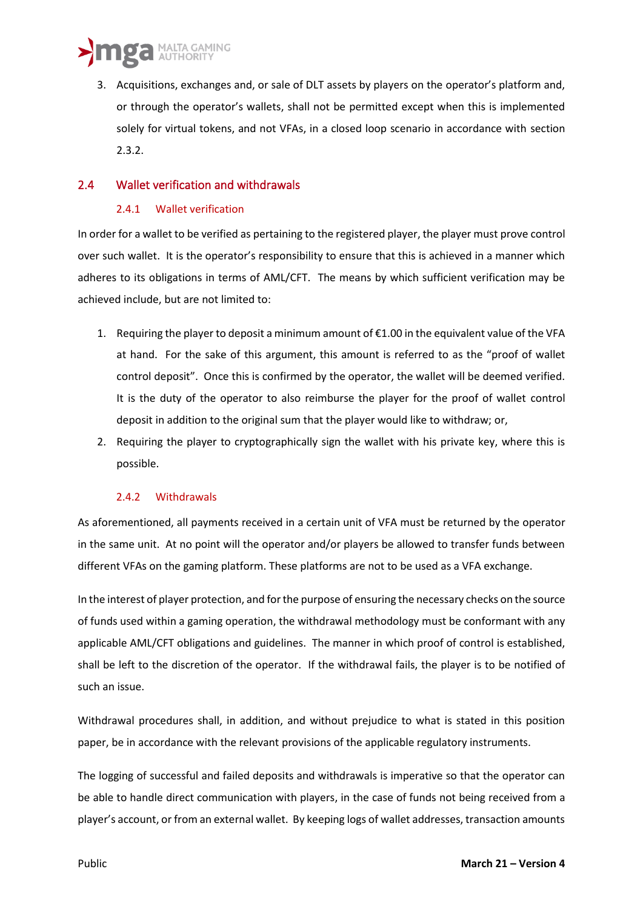3. Acquisitions, exchanges and, or sale of DLT assets by players on the operator's platform and, or through the operator's wallets, shall not be permitted except when this is implemented solely for virtual tokens, and not VFAs, in a closed loop scenario in accordance with section 2.3.2.

## 2.4 Wallet verification and withdrawals

### 2.4.1 Wallet verification

In order for a wallet to be verified as pertaining to the registered player, the player must prove control over such wallet. It is the operator's responsibility to ensure that this is achieved in a manner which adheres to its obligations in terms of AML/CFT. The means by which sufficient verification may be achieved include, but are not limited to:

1. Requiring the player to deposit a minimum amount of €1.00 in the equivalent value of the VFA at hand. For the sake of this argument, this amount is referred to as the "proof of wallet control deposit". Once this is confirmed by the operator, the wallet will be deemed verified. It is the duty of the operator to also reimburse the player for the proof of wallet control deposit in addition to the original sum that the player would like to withdraw; or,
2. Requiring the player to cryptographically sign the wallet with his private key, where this is possible.

### 2.4.2 Withdrawals

As aforementioned, all payments received in a certain unit of VFA must be returned by the operator in the same unit. At no point will the operator and/or players be allowed to transfer funds between different VFAs on the gaming platform. These platforms are not to be used as a VFA exchange.

In the interest of player protection, and for the purpose of ensuring the necessary checks on the source of funds used within a gaming operation, the withdrawal methodology must be conformant with any applicable AML/CFT obligations and guidelines. The manner in which proof of control is established, shall be left to the discretion of the operator. If the withdrawal fails, the player is to be notified of such an issue.

Withdrawal procedures shall, in addition, and without prejudice to what is stated in this position paper, be in accordance with the relevant provisions of the applicable regulatory instruments.

The logging of successful and failed deposits and withdrawals is imperative so that the operator can be able to handle direct communication with players, in the case of funds not being received from a player's account, or from an external wallet. By keeping logs of wallet addresses, transaction amounts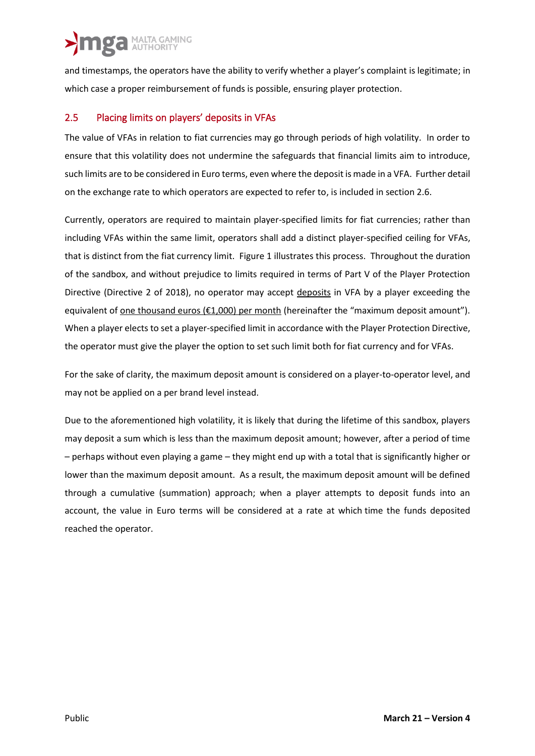and timestamps, the operators have the ability to verify whether a player's complaint is legitimate; in which case a proper reimbursement of funds is possible, ensuring player protection.

## 2.5 Placing limits on players' deposits in VFAs

The value of VFAs in relation to fiat currencies may go through periods of high volatility. In order to ensure that this volatility does not undermine the safeguards that financial limits aim to introduce, such limits are to be considered in Euro terms, even where the deposit is made in a VFA. Further detail on the exchange rate to which operators are expected to refer to, is included in section 2.6.

Currently, operators are required to maintain player-specified limits for fiat currencies; rather than including VFAs within the same limit, operators shall add a distinct player-specified ceiling for VFAs, that is distinct from the fiat currency limit. Figure 1 illustrates this process. Throughout the duration of the sandbox, and without prejudice to limits required in terms of Part V of the Player Protection Directive (Directive 2 of 2018), no operator may accept <u>deposits</u> in VFA by a player exceeding the equivalent of <u>one thousand euros (€1,000) per month</u> (hereinafter the "maximum deposit amount"). When a player elects to set a player-specified limit in accordance with the Player Protection Directive, the operator must give the player the option to set such limit both for fiat currency and for VFAs.

For the sake of clarity, the maximum deposit amount is considered on a player-to-operator level, and may not be applied on a per brand level instead.

Due to the aforementioned high volatility, it is likely that during the lifetime of this sandbox, players may deposit a sum which is less than the maximum deposit amount; however, after a period of time – perhaps without even playing a game – they might end up with a total that is significantly higher or lower than the maximum deposit amount. As a result, the maximum deposit amount will be defined through a cumulative (summation) approach; when a player attempts to deposit funds into an account, the value in Euro terms will be considered at a rate at which time the funds deposited reached the operator.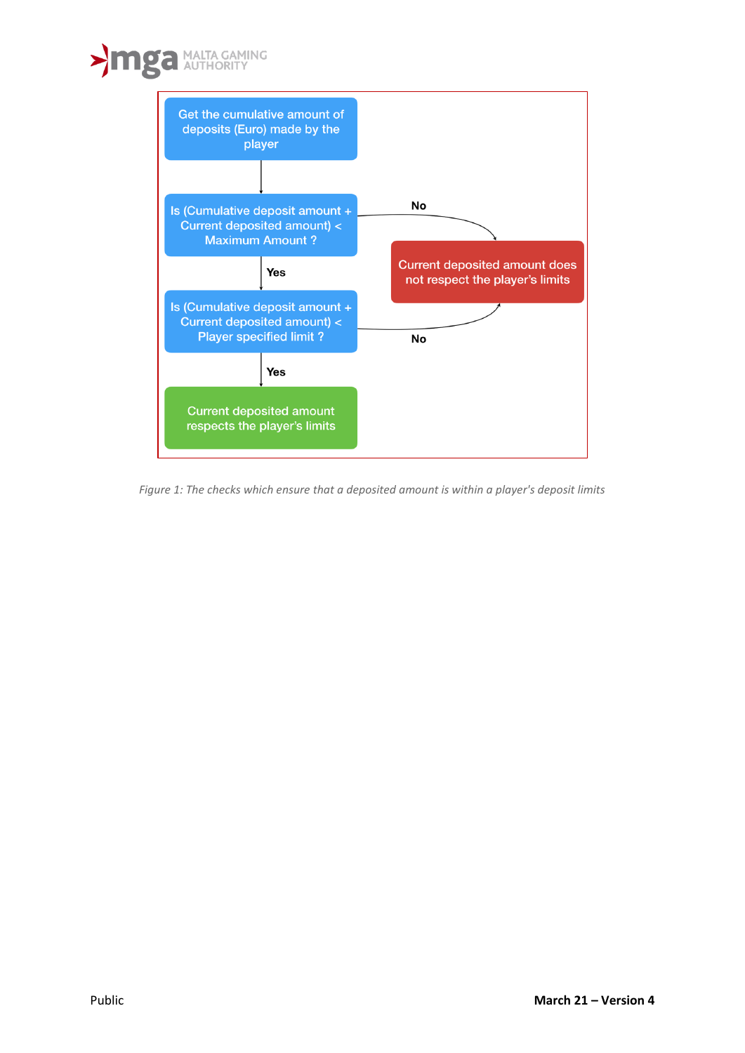Get the cumulative amount of deposits (Euro) made by the player

Is (Cumulative deposit amount + Current deposited amount) < Maximum Amount ?

- No → Current deposited amount does not respect the player's limits
- Yes ↓

Is (Cumulative deposit amount + Current deposited amount) < Player specified limit ?

- No → Current deposited amount does not respect the player's limits
- Yes ↓

Current deposited amount respects the player's limits

*Figure 1: The checks which ensure that a deposited amount is within a player's deposit limits*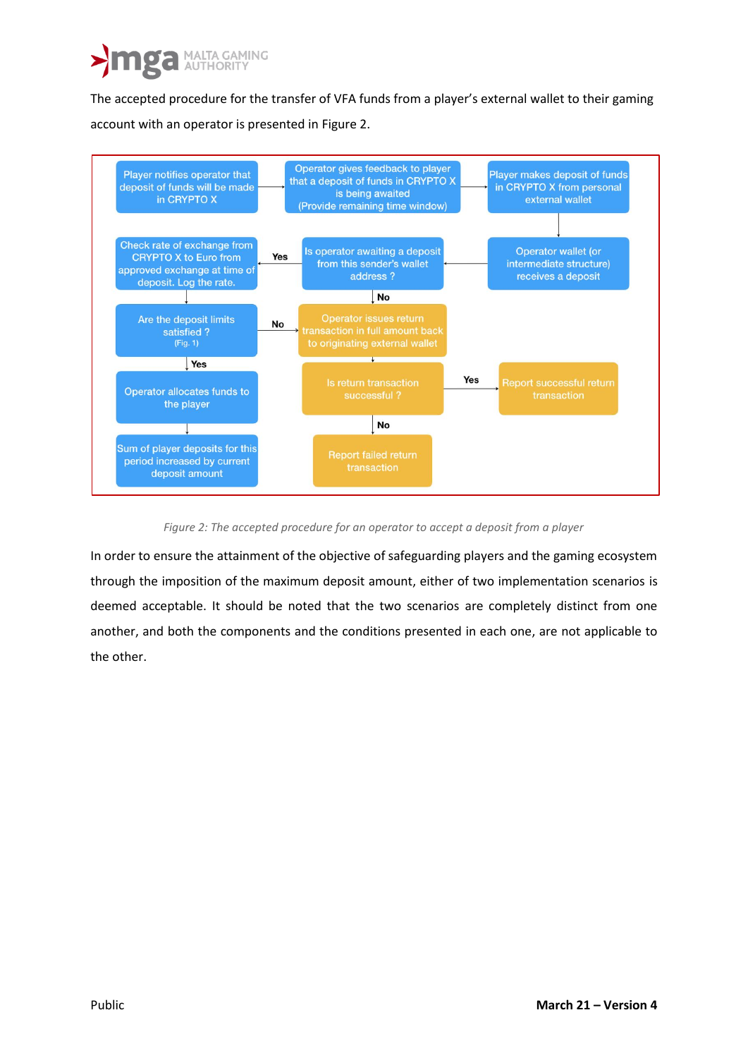The accepted procedure for the transfer of VFA funds from a player's external wallet to their gaming account with an operator is presented in Figure 2.

- Player notifies operator that deposit of funds will be made in CRYPTO X
- Operator gives feedback to player that a deposit of funds in CRYPTO X is being awaited (Provide remaining time window)
- Player makes deposit of funds in CRYPTO X from personal external wallet
- Operator wallet (or intermediate structure) receives a deposit
- Is operator awaiting a deposit from this sender's wallet address ?
  - Yes → Check rate of exchange from CRYPTO X to Euro from approved exchange at time of deposit. Log the rate.
    - Are the deposit limits satisfied ? (Fig. 1)
      - Yes → Operator allocates funds to the player → Sum of player deposits for this period increased by current deposit amount
      - No → Operator issues return transaction in full amount back to originating external wallet
  - No → Operator issues return transaction in full amount back to originating external wallet
    - Is return transaction successful ?
      - Yes → Report successful return transaction
      - No → Report failed return transaction

*Figure 2: The accepted procedure for an operator to accept a deposit from a player*

In order to ensure the attainment of the objective of safeguarding players and the gaming ecosystem through the imposition of the maximum deposit amount, either of two implementation scenarios is deemed acceptable. It should be noted that the two scenarios are completely distinct from one another, and both the components and the conditions presented in each one, are not applicable to the other.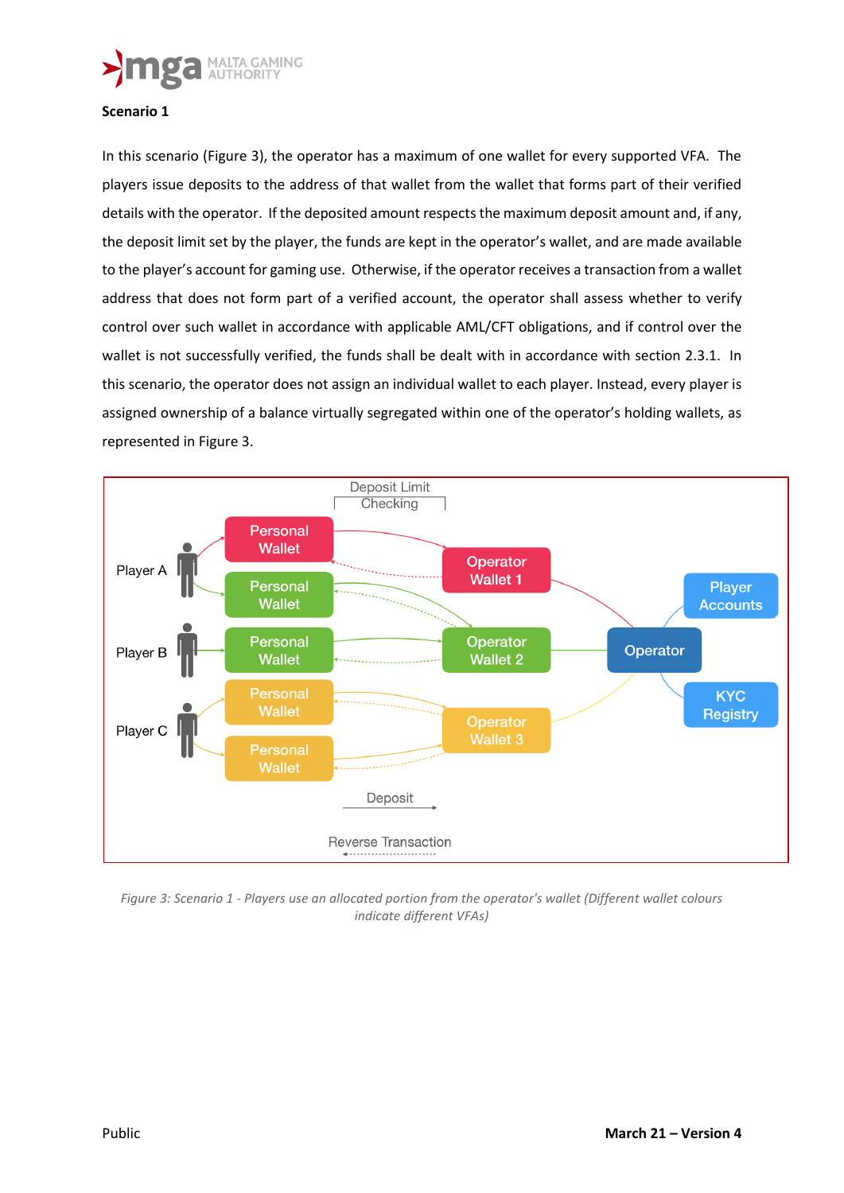**Scenario 1**

In this scenario (Figure 3), the operator has a maximum of one wallet for every supported VFA. The players issue deposits to the address of that wallet from the wallet that forms part of their verified details with the operator. If the deposited amount respects the maximum deposit amount and, if any, the deposit limit set by the player, the funds are kept in the operator's wallet, and are made available to the player's account for gaming use. Otherwise, if the operator receives a transaction from a wallet address that does not form part of a verified account, the operator shall assess whether to verify control over such wallet in accordance with applicable AML/CFT obligations, and if control over the wallet is not successfully verified, the funds shall be dealt with in accordance with section 2.3.1. In this scenario, the operator does not assign an individual wallet to each player. Instead, every player is assigned ownership of a balance virtually segregated within one of the operator's holding wallets, as represented in Figure 3.

*Figure 3: Scenario 1 - Players use an allocated portion from the operator's wallet (Different wallet colours indicate different VFAs)*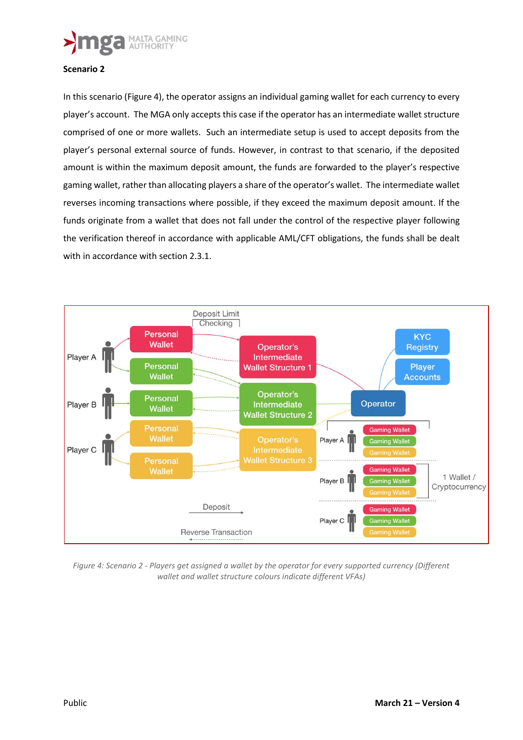**Scenario 2**

In this scenario (Figure 4), the operator assigns an individual gaming wallet for each currency to every player's account. The MGA only accepts this case if the operator has an intermediate wallet structure comprised of one or more wallets. Such an intermediate setup is used to accept deposits from the player's personal external source of funds. However, in contrast to that scenario, if the deposited amount is within the maximum deposit amount, the funds are forwarded to the player's respective gaming wallet, rather than allocating players a share of the operator's wallet. The intermediate wallet reverses incoming transactions where possible, if they exceed the maximum deposit amount. If the funds originate from a wallet that does not fall under the control of the respective player following the verification thereof in accordance with applicable AML/CFT obligations, the funds shall be dealt with in accordance with section 2.3.1.

*Figure 4: Scenario 2 - Players get assigned a wallet by the operator for every supported currency (Different wallet and wallet structure colours indicate different VFAs)*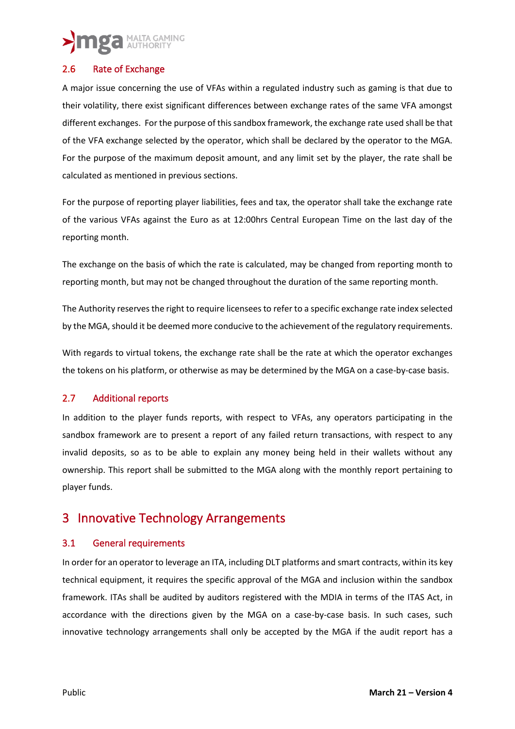## 2.6 Rate of Exchange

A major issue concerning the use of VFAs within a regulated industry such as gaming is that due to their volatility, there exist significant differences between exchange rates of the same VFA amongst different exchanges. For the purpose of this sandbox framework, the exchange rate used shall be that of the VFA exchange selected by the operator, which shall be declared by the operator to the MGA. For the purpose of the maximum deposit amount, and any limit set by the player, the rate shall be calculated as mentioned in previous sections.

For the purpose of reporting player liabilities, fees and tax, the operator shall take the exchange rate of the various VFAs against the Euro as at 12:00hrs Central European Time on the last day of the reporting month.

The exchange on the basis of which the rate is calculated, may be changed from reporting month to reporting month, but may not be changed throughout the duration of the same reporting month.

The Authority reserves the right to require licensees to refer to a specific exchange rate index selected by the MGA, should it be deemed more conducive to the achievement of the regulatory requirements.

With regards to virtual tokens, the exchange rate shall be the rate at which the operator exchanges the tokens on his platform, or otherwise as may be determined by the MGA on a case-by-case basis.

## 2.7 Additional reports

In addition to the player funds reports, with respect to VFAs, any operators participating in the sandbox framework are to present a report of any failed return transactions, with respect to any invalid deposits, so as to be able to explain any money being held in their wallets without any ownership. This report shall be submitted to the MGA along with the monthly report pertaining to player funds.

# 3 Innovative Technology Arrangements

## 3.1 General requirements

In order for an operator to leverage an ITA, including DLT platforms and smart contracts, within its key technical equipment, it requires the specific approval of the MGA and inclusion within the sandbox framework. ITAs shall be audited by auditors registered with the MDIA in terms of the ITAS Act, in accordance with the directions given by the MGA on a case-by-case basis. In such cases, such innovative technology arrangements shall only be accepted by the MGA if the audit report has a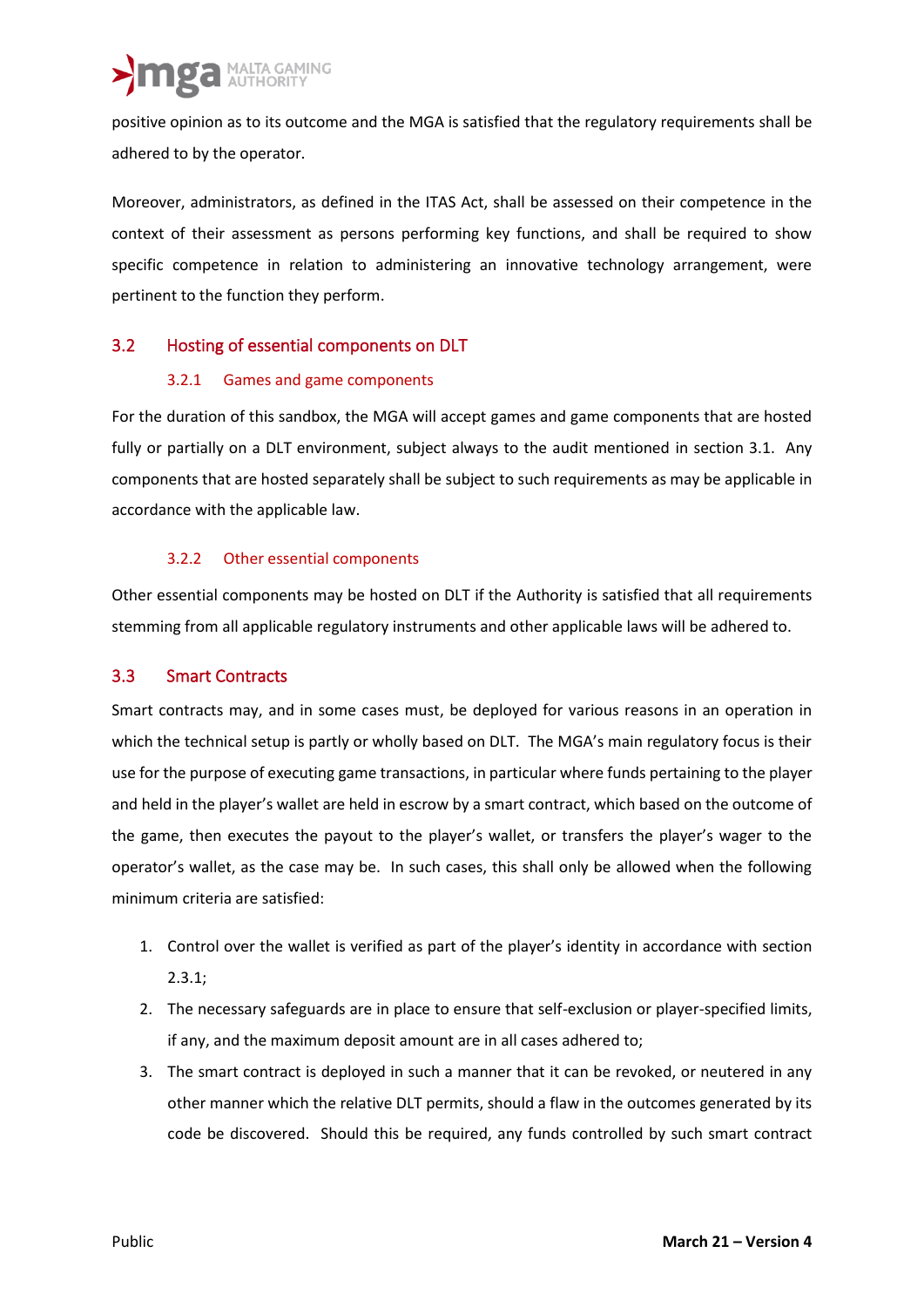positive opinion as to its outcome and the MGA is satisfied that the regulatory requirements shall be adhered to by the operator.

Moreover, administrators, as defined in the ITAS Act, shall be assessed on their competence in the context of their assessment as persons performing key functions, and shall be required to show specific competence in relation to administering an innovative technology arrangement, were pertinent to the function they perform.

## 3.2 Hosting of essential components on DLT

### 3.2.1 Games and game components

For the duration of this sandbox, the MGA will accept games and game components that are hosted fully or partially on a DLT environment, subject always to the audit mentioned in section 3.1. Any components that are hosted separately shall be subject to such requirements as may be applicable in accordance with the applicable law.

### 3.2.2 Other essential components

Other essential components may be hosted on DLT if the Authority is satisfied that all requirements stemming from all applicable regulatory instruments and other applicable laws will be adhered to.

## 3.3 Smart Contracts

Smart contracts may, and in some cases must, be deployed for various reasons in an operation in which the technical setup is partly or wholly based on DLT. The MGA's main regulatory focus is their use for the purpose of executing game transactions, in particular where funds pertaining to the player and held in the player's wallet are held in escrow by a smart contract, which based on the outcome of the game, then executes the payout to the player's wallet, or transfers the player's wager to the operator's wallet, as the case may be. In such cases, this shall only be allowed when the following minimum criteria are satisfied:

1. Control over the wallet is verified as part of the player's identity in accordance with section 2.3.1;
2. The necessary safeguards are in place to ensure that self-exclusion or player-specified limits, if any, and the maximum deposit amount are in all cases adhered to;
3. The smart contract is deployed in such a manner that it can be revoked, or neutered in any other manner which the relative DLT permits, should a flaw in the outcomes generated by its code be discovered. Should this be required, any funds controlled by such smart contract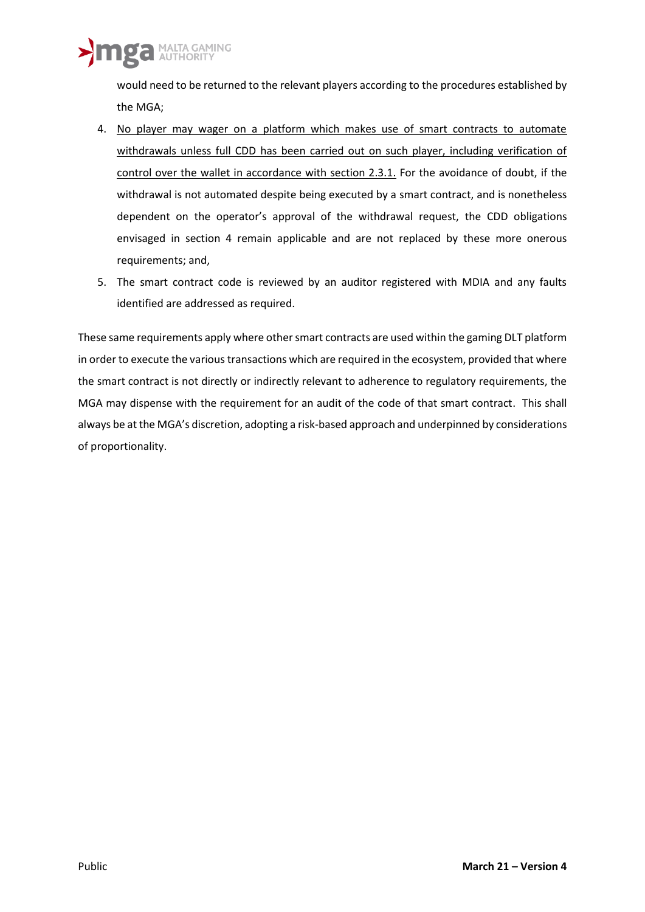would need to be returned to the relevant players according to the procedures established by the MGA;

4. <u>No player may wager on a platform which makes use of smart contracts to automate withdrawals unless full CDD has been carried out on such player, including verification of control over the wallet in accordance with section 2.3.1.</u> For the avoidance of doubt, if the withdrawal is not automated despite being executed by a smart contract, and is nonetheless dependent on the operator's approval of the withdrawal request, the CDD obligations envisaged in section 4 remain applicable and are not replaced by these more onerous requirements; and,
5. The smart contract code is reviewed by an auditor registered with MDIA and any faults identified are addressed as required.

These same requirements apply where other smart contracts are used within the gaming DLT platform in order to execute the various transactions which are required in the ecosystem, provided that where the smart contract is not directly or indirectly relevant to adherence to regulatory requirements, the MGA may dispense with the requirement for an audit of the code of that smart contract. This shall always be at the MGA's discretion, adopting a risk-based approach and underpinned by considerations of proportionality.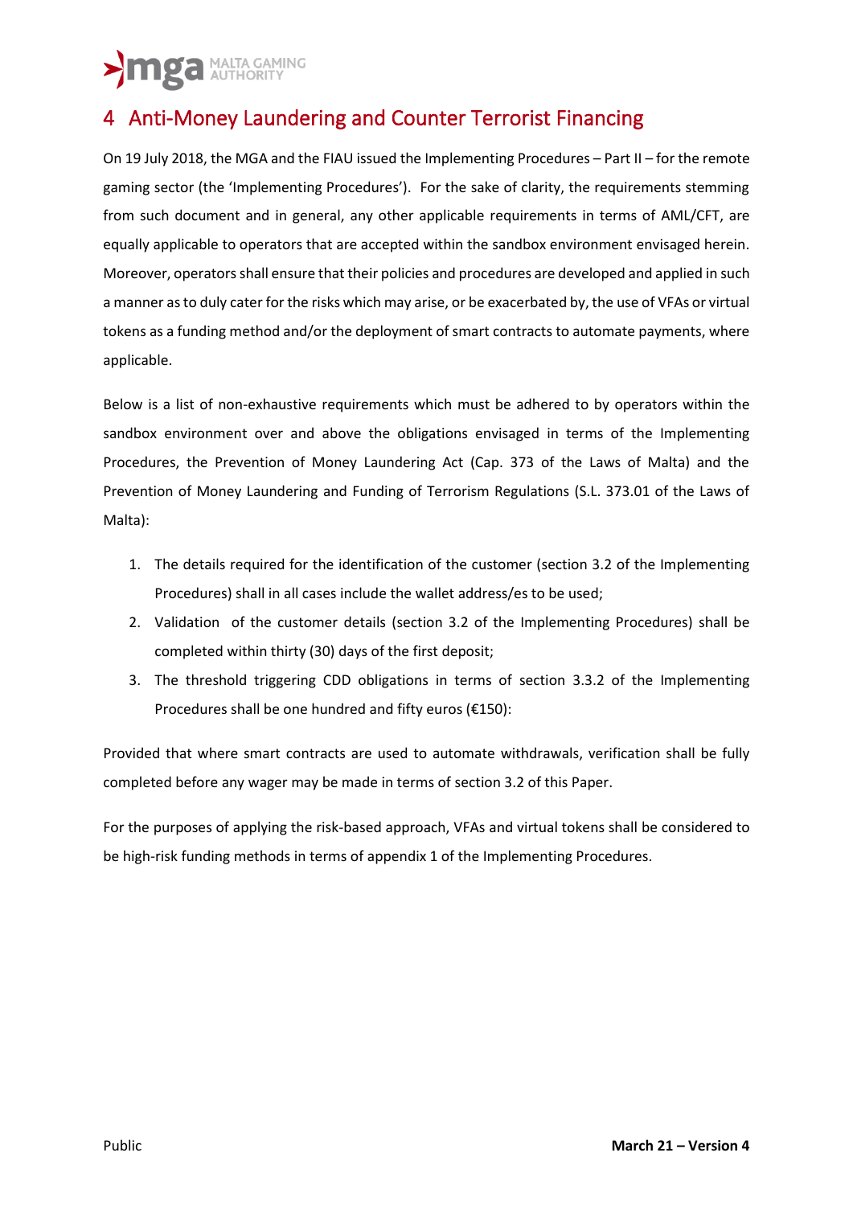# 4 Anti-Money Laundering and Counter Terrorist Financing

On 19 July 2018, the MGA and the FIAU issued the Implementing Procedures – Part II – for the remote gaming sector (the 'Implementing Procedures'). For the sake of clarity, the requirements stemming from such document and in general, any other applicable requirements in terms of AML/CFT, are equally applicable to operators that are accepted within the sandbox environment envisaged herein. Moreover, operators shall ensure that their policies and procedures are developed and applied in such a manner as to duly cater for the risks which may arise, or be exacerbated by, the use of VFAs or virtual tokens as a funding method and/or the deployment of smart contracts to automate payments, where applicable.

Below is a list of non-exhaustive requirements which must be adhered to by operators within the sandbox environment over and above the obligations envisaged in terms of the Implementing Procedures, the Prevention of Money Laundering Act (Cap. 373 of the Laws of Malta) and the Prevention of Money Laundering and Funding of Terrorism Regulations (S.L. 373.01 of the Laws of Malta):

1. The details required for the identification of the customer (section 3.2 of the Implementing Procedures) shall in all cases include the wallet address/es to be used;
2. Validation of the customer details (section 3.2 of the Implementing Procedures) shall be completed within thirty (30) days of the first deposit;
3. The threshold triggering CDD obligations in terms of section 3.3.2 of the Implementing Procedures shall be one hundred and fifty euros (€150):

Provided that where smart contracts are used to automate withdrawals, verification shall be fully completed before any wager may be made in terms of section 3.2 of this Paper.

For the purposes of applying the risk-based approach, VFAs and virtual tokens shall be considered to be high-risk funding methods in terms of appendix 1 of the Implementing Procedures.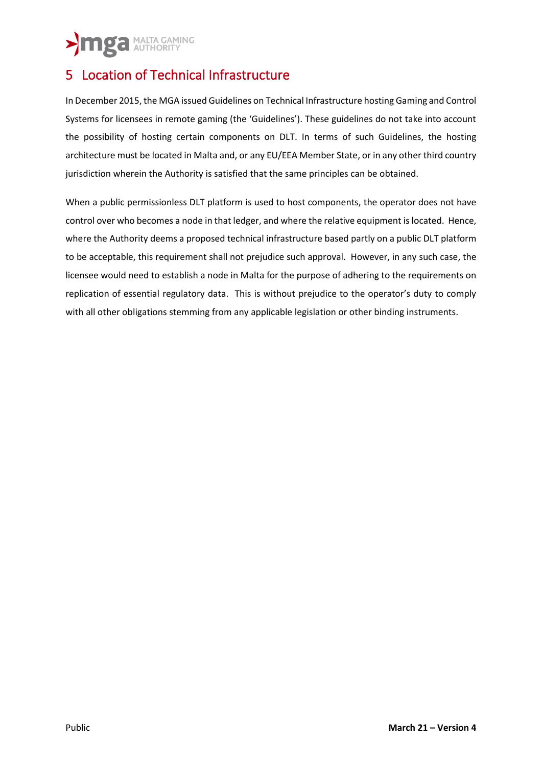# 5 Location of Technical Infrastructure

In December 2015, the MGA issued Guidelines on Technical Infrastructure hosting Gaming and Control Systems for licensees in remote gaming (the 'Guidelines'). These guidelines do not take into account the possibility of hosting certain components on DLT. In terms of such Guidelines, the hosting architecture must be located in Malta and, or any EU/EEA Member State, or in any other third country jurisdiction wherein the Authority is satisfied that the same principles can be obtained.

When a public permissionless DLT platform is used to host components, the operator does not have control over who becomes a node in that ledger, and where the relative equipment is located. Hence, where the Authority deems a proposed technical infrastructure based partly on a public DLT platform to be acceptable, this requirement shall not prejudice such approval. However, in any such case, the licensee would need to establish a node in Malta for the purpose of adhering to the requirements on replication of essential regulatory data. This is without prejudice to the operator's duty to comply with all other obligations stemming from any applicable legislation or other binding instruments.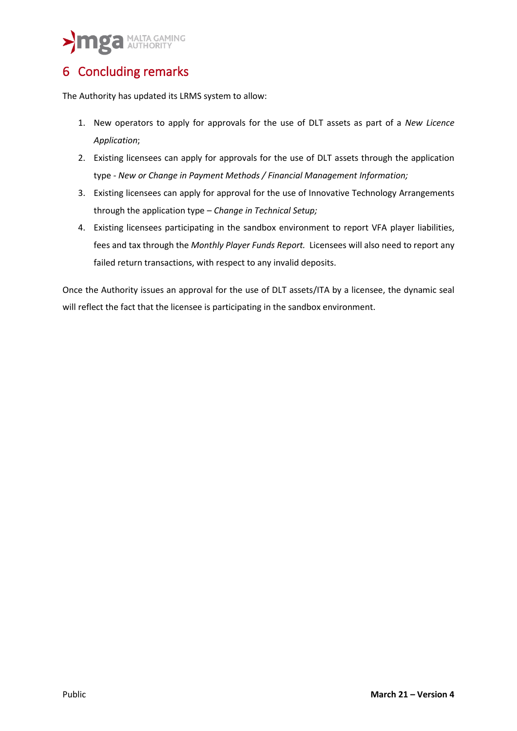# 6 Concluding remarks

The Authority has updated its LRMS system to allow:

1. New operators to apply for approvals for the use of DLT assets as part of a *New Licence Application*;
2. Existing licensees can apply for approvals for the use of DLT assets through the application type - *New or Change in Payment Methods / Financial Management Information;*
3. Existing licensees can apply for approval for the use of Innovative Technology Arrangements through the application type – *Change in Technical Setup;*
4. Existing licensees participating in the sandbox environment to report VFA player liabilities, fees and tax through the *Monthly Player Funds Report.* Licensees will also need to report any failed return transactions, with respect to any invalid deposits.

Once the Authority issues an approval for the use of DLT assets/ITA by a licensee, the dynamic seal will reflect the fact that the licensee is participating in the sandbox environment.